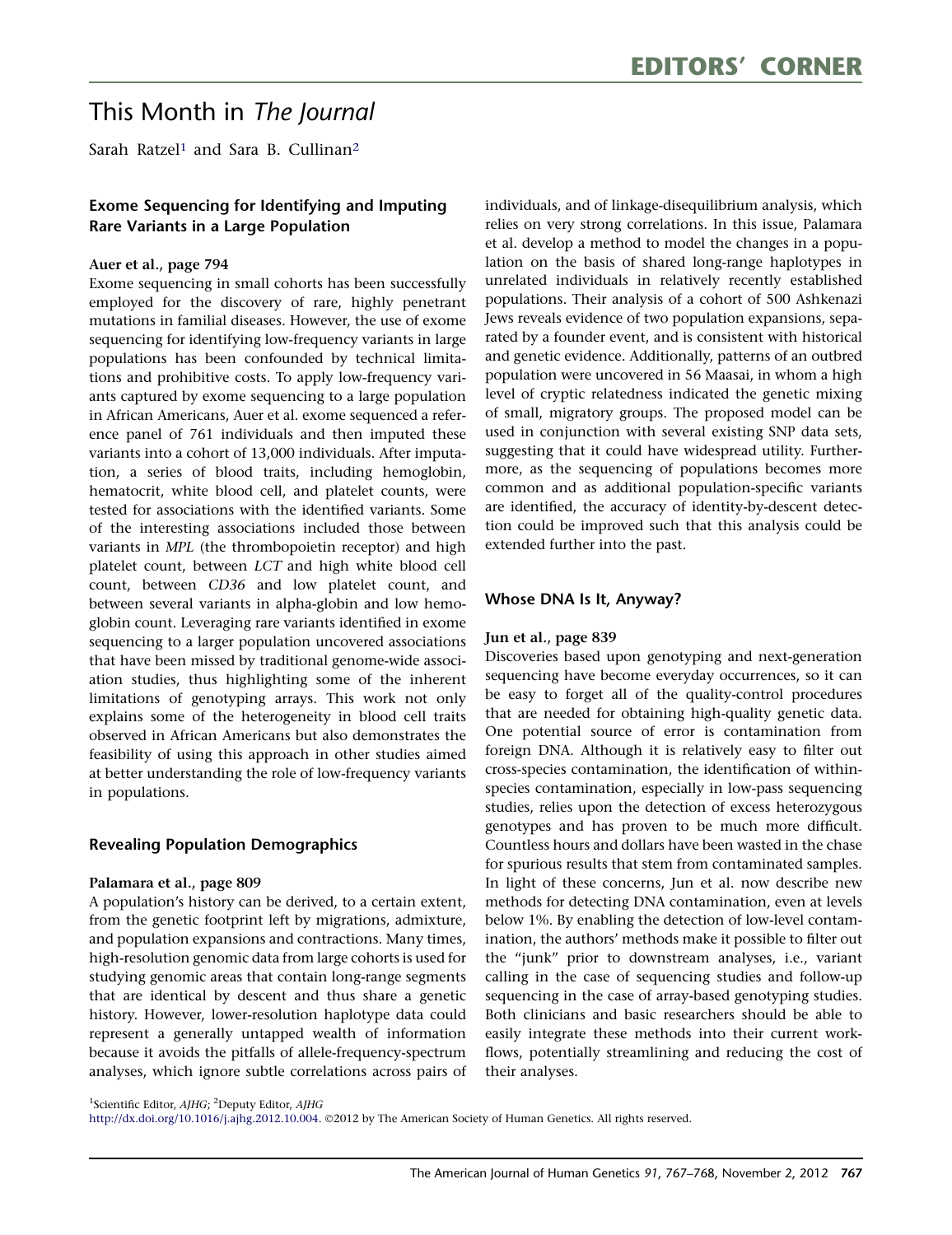# This Month in *The Journal*

Sarah Ratzel[1] and Sara B. Cullinan[2]

## Exome Sequencing for Identifying and Imputing Rare Variants in a Large Population

**Auer et al., page 794**

Exome sequencing in small cohorts has been successfully employed for the discovery of rare, highly penetrant mutations in familial diseases. However, the use of exome sequencing for identifying low-frequency variants in large populations has been confounded by technical limitations and prohibitive costs. To apply low-frequency variants captured by exome sequencing to a large population in African Americans, Auer et al. exome sequenced a reference panel of 761 individuals and then imputed these variants into a cohort of 13,000 individuals. After imputation, a series of blood traits, including hemoglobin, hematocrit, white blood cell, and platelet counts, were tested for associations with the identified variants. Some of the interesting associations included those between variants in *MPL* (the thrombopoietin receptor) and high platelet count, between *LCT* and high white blood cell count, between *CD36* and low platelet count, and between several variants in alpha-globin and low hemoglobin count. Leveraging rare variants identified in exome sequencing to a larger population uncovered associations that have been missed by traditional genome-wide association studies, thus highlighting some of the inherent limitations of genotyping arrays. This work not only explains some of the heterogeneity in blood cell traits observed in African Americans but also demonstrates the feasibility of using this approach in other studies aimed at better understanding the role of low-frequency variants in populations.

## Revealing Population Demographics

**Palamara et al., page 809**

A population's history can be derived, to a certain extent, from the genetic footprint left by migrations, admixture, and population expansions and contractions. Many times, high-resolution genomic data from large cohorts is used for studying genomic areas that contain long-range segments that are identical by descent and thus share a genetic history. However, lower-resolution haplotype data could represent a generally untapped wealth of information because it avoids the pitfalls of allele-frequency-spectrum analyses, which ignore subtle correlations across pairs of individuals, and of linkage-disequilibrium analysis, which relies on very strong correlations. In this issue, Palamara et al. develop a method to model the changes in a population on the basis of shared long-range haplotypes in unrelated individuals in relatively recently established populations. Their analysis of a cohort of 500 Ashkenazi Jews reveals evidence of two population expansions, separated by a founder event, and is consistent with historical and genetic evidence. Additionally, patterns of an outbred population were uncovered in 56 Maasai, in whom a high level of cryptic relatedness indicated the genetic mixing of small, migratory groups. The proposed model can be used in conjunction with several existing SNP data sets, suggesting that it could have widespread utility. Furthermore, as the sequencing of populations becomes more common and as additional population-specific variants are identified, the accuracy of identity-by-descent detection could be improved such that this analysis could be extended further into the past.

## Whose DNA Is It, Anyway?

**Jun et al., page 839**

Discoveries based upon genotyping and next-generation sequencing have become everyday occurrences, so it can be easy to forget all of the quality-control procedures that are needed for obtaining high-quality genetic data. One potential source of error is contamination from foreign DNA. Although it is relatively easy to filter out cross-species contamination, the identification of within-species contamination, especially in low-pass sequencing studies, relies upon the detection of excess heterozygous genotypes and has proven to be much more difficult. Countless hours and dollars have been wasted in the chase for spurious results that stem from contaminated samples. In light of these concerns, Jun et al. now describe new methods for detecting DNA contamination, even at levels below 1%. By enabling the detection of low-level contamination, the authors' methods make it possible to filter out the "junk" prior to downstream analyses, i.e., variant calling in the case of sequencing studies and follow-up sequencing in the case of array-based genotyping studies. Both clinicians and basic researchers should be able to easily integrate these methods into their current workflows, potentially streamlining and reducing the cost of their analyses.

[1]Scientific Editor, *AJHG*; [2]Deputy Editor, *AJHG*

http://dx.doi.org/10.1016/j.ajhg.2012.10.004. ©2012 by The American Society of Human Genetics. All rights reserved.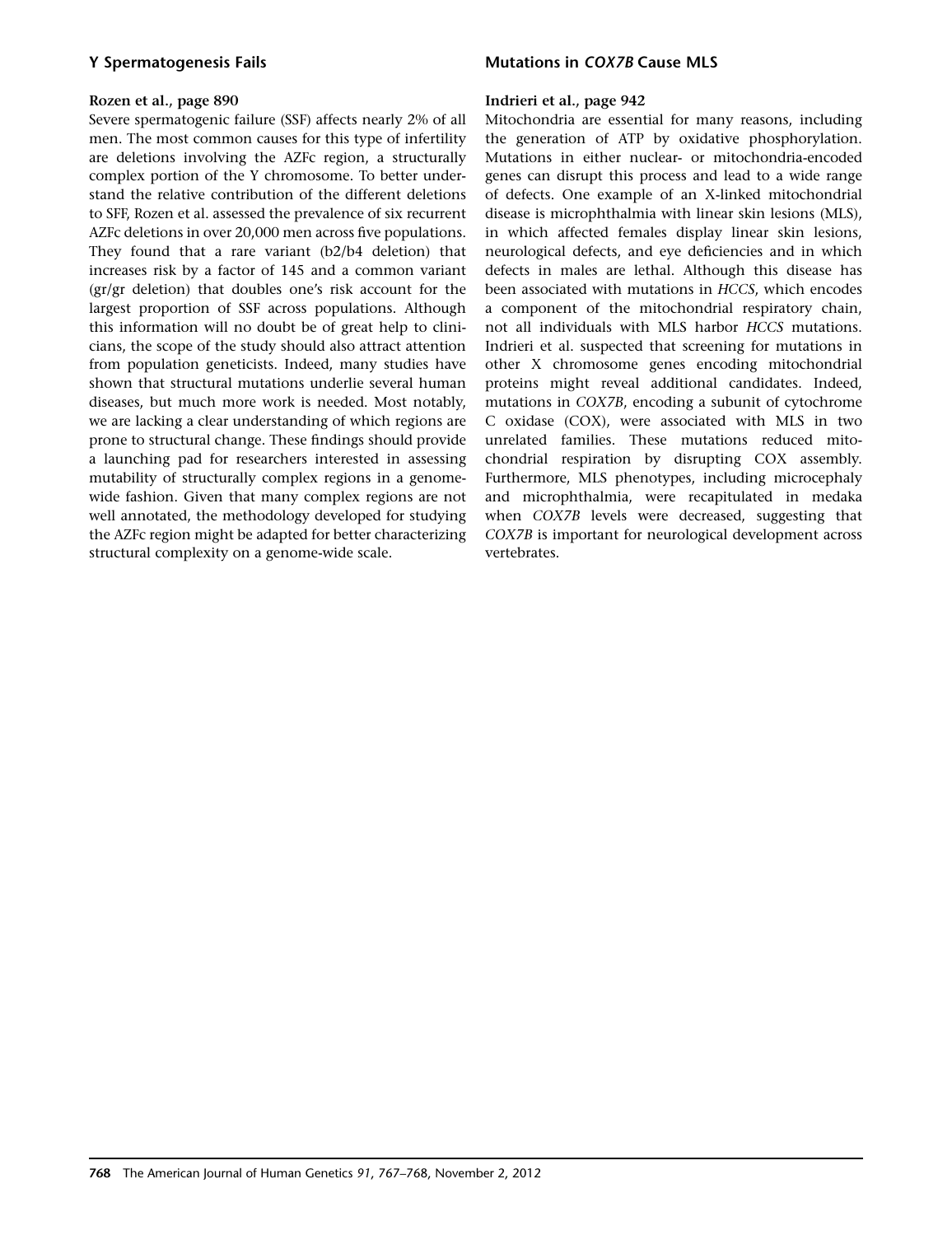## Y Spermatogenesis Fails

**Rozen et al., page 890**

Severe spermatogenic failure (SSF) affects nearly 2% of all men. The most common causes for this type of infertility are deletions involving the AZFc region, a structurally complex portion of the Y chromosome. To better understand the relative contribution of the different deletions to SFF, Rozen et al. assessed the prevalence of six recurrent AZFc deletions in over 20,000 men across five populations. They found that a rare variant (b2/b4 deletion) that increases risk by a factor of 145 and a common variant (gr/gr deletion) that doubles one's risk account for the largest proportion of SSF across populations. Although this information will no doubt be of great help to clinicians, the scope of the study should also attract attention from population geneticists. Indeed, many studies have shown that structural mutations underlie several human diseases, but much more work is needed. Most notably, we are lacking a clear understanding of which regions are prone to structural change. These findings should provide a launching pad for researchers interested in assessing mutability of structurally complex regions in a genome-wide fashion. Given that many complex regions are not well annotated, the methodology developed for studying the AZFc region might be adapted for better characterizing structural complexity on a genome-wide scale.

## Mutations in *COX7B* Cause MLS

**Indrieri et al., page 942**

Mitochondria are essential for many reasons, including the generation of ATP by oxidative phosphorylation. Mutations in either nuclear- or mitochondria-encoded genes can disrupt this process and lead to a wide range of defects. One example of an X-linked mitochondrial disease is microphthalmia with linear skin lesions (MLS), in which affected females display linear skin lesions, neurological defects, and eye deficiencies and in which defects in males are lethal. Although this disease has been associated with mutations in *HCCS*, which encodes a component of the mitochondrial respiratory chain, not all individuals with MLS harbor *HCCS* mutations. Indrieri et al. suspected that screening for mutations in other X chromosome genes encoding mitochondrial proteins might reveal additional candidates. Indeed, mutations in *COX7B*, encoding a subunit of cytochrome C oxidase (COX), were associated with MLS in two unrelated families. These mutations reduced mitochondrial respiration by disrupting COX assembly. Furthermore, MLS phenotypes, including microcephaly and microphthalmia, were recapitulated in medaka when *COX7B* levels were decreased, suggesting that *COX7B* is important for neurological development across vertebrates.